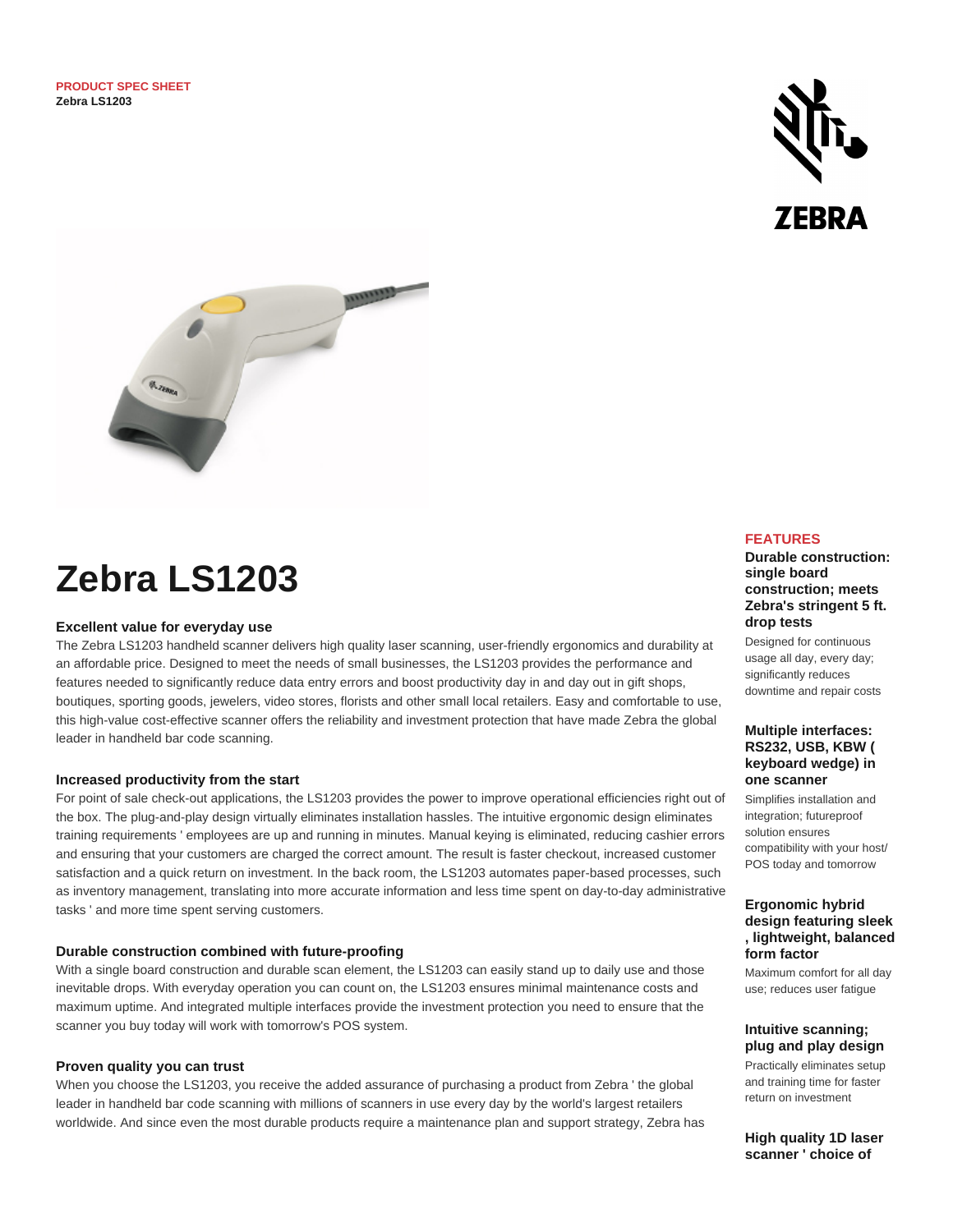PRODUCT SPEC SHEET
**Zebra LS1203**

# Zebra LS1203

### Excellent value for everyday use

The Zebra LS1203 handheld scanner delivers high quality laser scanning, user-friendly ergonomics and durability at an affordable price. Designed to meet the needs of small businesses, the LS1203 provides the performance and features needed to significantly reduce data entry errors and boost productivity day in and day out in gift shops, boutiques, sporting goods, jewelers, video stores, florists and other small local retailers. Easy and comfortable to use, this high-value cost-effective scanner offers the reliability and investment protection that have made Zebra the global leader in handheld bar code scanning.

### Increased productivity from the start

For point of sale check-out applications, the LS1203 provides the power to improve operational efficiencies right out of the box. The plug-and-play design virtually eliminates installation hassles. The intuitive ergonomic design eliminates training requirements ' employees are up and running in minutes. Manual keying is eliminated, reducing cashier errors and ensuring that your customers are charged the correct amount. The result is faster checkout, increased customer satisfaction and a quick return on investment. In the back room, the LS1203 automates paper-based processes, such as inventory management, translating into more accurate information and less time spent on day-to-day administrative tasks ' and more time spent serving customers.

### Durable construction combined with future-proofing

With a single board construction and durable scan element, the LS1203 can easily stand up to daily use and those inevitable drops. With everyday operation you can count on, the LS1203 ensures minimal maintenance costs and maximum uptime. And integrated multiple interfaces provide the investment protection you need to ensure that the scanner you buy today will work with tomorrow's POS system.

### Proven quality you can trust

When you choose the LS1203, you receive the added assurance of purchasing a product from Zebra ' the global leader in handheld bar code scanning with millions of scanners in use every day by the world's largest retailers worldwide. And since even the most durable products require a maintenance plan and support strategy, Zebra has

## FEATURES

**Durable construction: single board construction; meets Zebra's stringent 5 ft. drop tests**

Designed for continuous usage all day, every day; significantly reduces downtime and repair costs

**Multiple interfaces: RS232, USB, KBW ( keyboard wedge) in one scanner**

Simplifies installation and integration; futureproof solution ensures compatibility with your host/ POS today and tomorrow

**Ergonomic hybrid design featuring sleek , lightweight, balanced form factor**

Maximum comfort for all day use; reduces user fatigue

**Intuitive scanning; plug and play design**

Practically eliminates setup and training time for faster return on investment

**High quality 1D laser scanner ' choice of**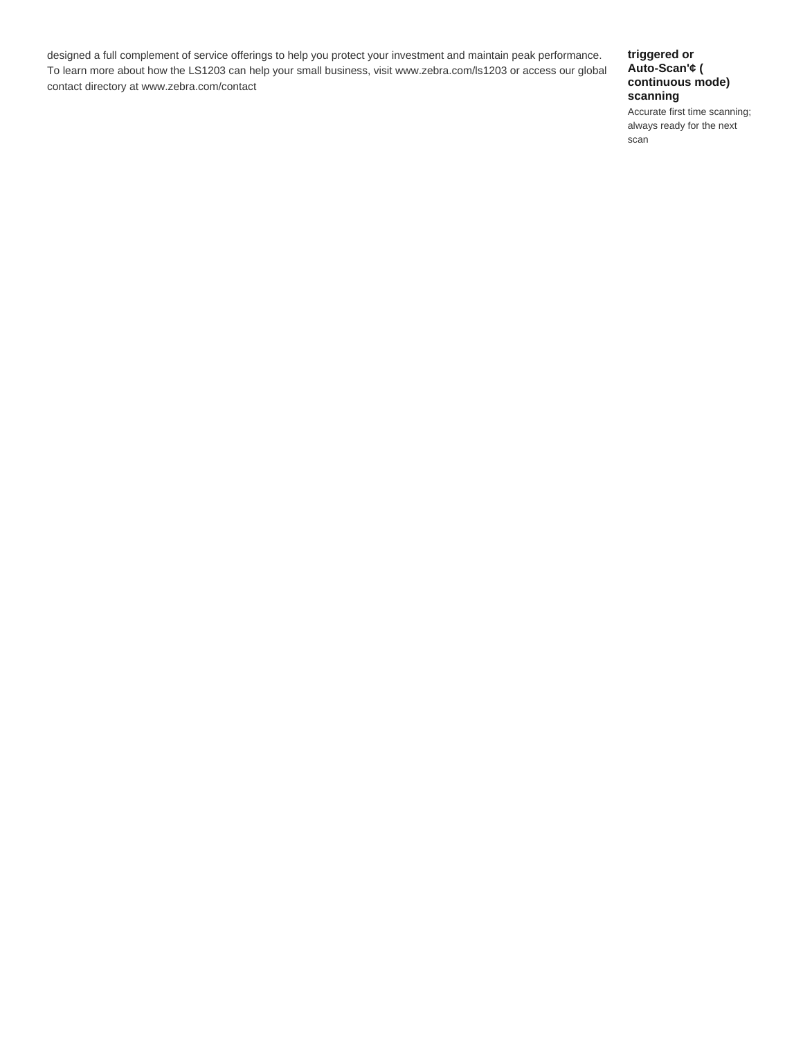designed a full complement of service offerings to help you protect your investment and maintain peak performance. To learn more about how the LS1203 can help your small business, visit www.zebra.com/ls1203 or access our global contact directory at www.zebra.com/contact

**triggered or Auto-Scan'¢ ( continuous mode) scanning**

Accurate first time scanning; always ready for the next scan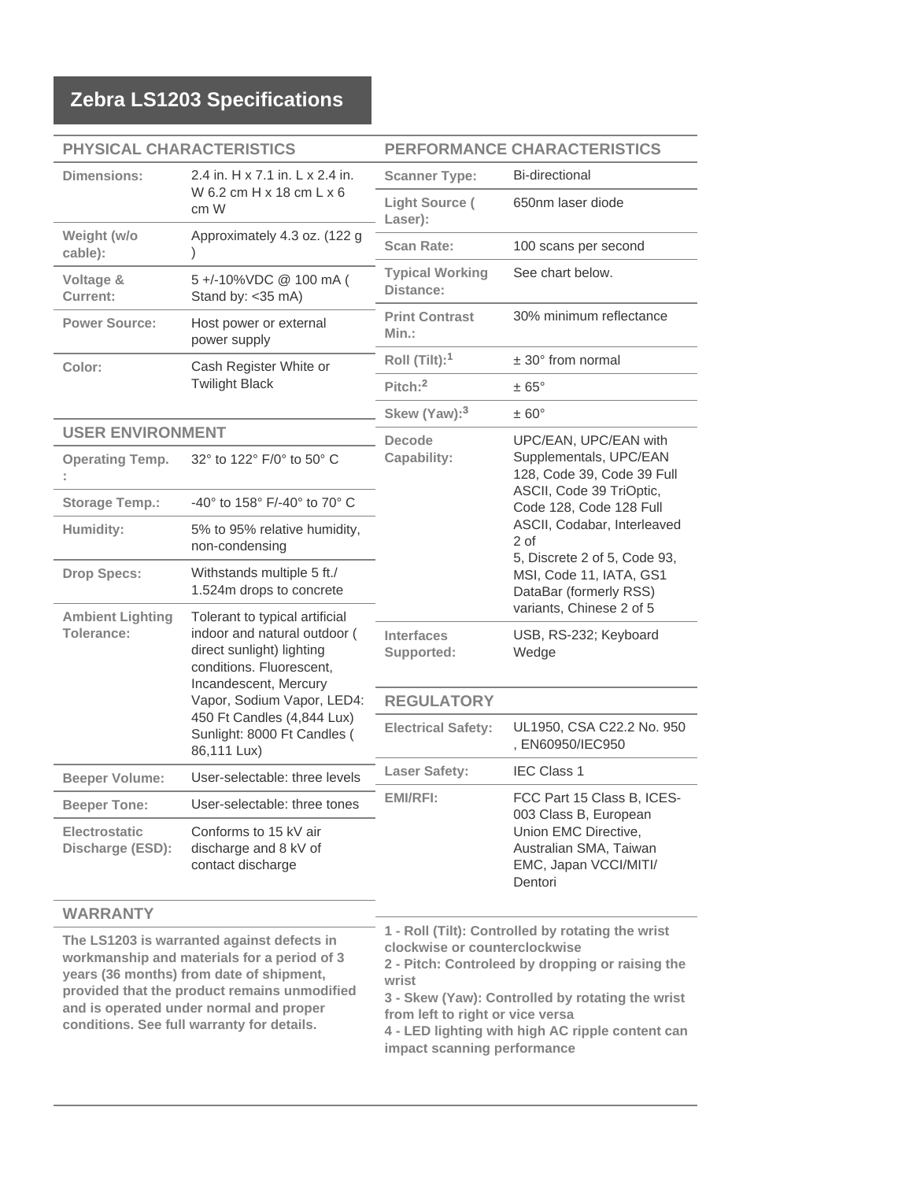# Zebra LS1203 Specifications

## PHYSICAL CHARACTERISTICS

| | |
|---|---|
| **Dimensions:** | 2.4 in. H x 7.1 in. L x 2.4 in. W 6.2 cm H x 18 cm L x 6 cm W |
| **Weight (w/o cable):** | Approximately 4.3 oz. (122 g ) |
| **Voltage & Current:** | 5 +/-10%VDC @ 100 mA ( Stand by: <35 mA) |
| **Power Source:** | Host power or external power supply |
| **Color:** | Cash Register White or Twilight Black |

## USER ENVIRONMENT

| | |
|---|---|
| **Operating Temp. :** | 32° to 122° F/0° to 50° C |
| **Storage Temp.:** | -40° to 158° F/-40° to 70° C |
| **Humidity:** | 5% to 95% relative humidity, non-condensing |
| **Drop Specs:** | Withstands multiple 5 ft./ 1.524m drops to concrete |
| **Ambient Lighting Tolerance:** | Tolerant to typical artificial indoor and natural outdoor ( direct sunlight) lighting conditions. Fluorescent, Incandescent, Mercury Vapor, Sodium Vapor, LED4: 450 Ft Candles (4,844 Lux) Sunlight: 8000 Ft Candles ( 86,111 Lux) |
| **Beeper Volume:** | User-selectable: three levels |
| **Beeper Tone:** | User-selectable: three tones |
| **Electrostatic Discharge (ESD):** | Conforms to 15 kV air discharge and 8 kV of contact discharge |

## WARRANTY

**The LS1203 is warranted against defects in workmanship and materials for a period of 3 years (36 months) from date of shipment, provided that the product remains unmodified and is operated under normal and proper conditions. See full warranty for details.**

## PERFORMANCE CHARACTERISTICS

| | |
|---|---|
| **Scanner Type:** | Bi-directional |
| **Light Source ( Laser):** | 650nm laser diode |
| **Scan Rate:** | 100 scans per second |
| **Typical Working Distance:** | See chart below. |
| **Print Contrast Min.:** | 30% minimum reflectance |
| **Roll (Tilt):[1]** | ± 30° from normal |
| **Pitch:[2]** | ± 65° |
| **Skew (Yaw):[3]** | ± 60° |
| **Decode Capability:** | UPC/EAN, UPC/EAN with Supplementals, UPC/EAN 128, Code 39, Code 39 Full ASCII, Code 39 TriOptic, Code 128, Code 128 Full ASCII, Codabar, Interleaved 2 of 5, Discrete 2 of 5, Code 93, MSI, Code 11, IATA, GS1 DataBar (formerly RSS) variants, Chinese 2 of 5 |
| **Interfaces Supported:** | USB, RS-232; Keyboard Wedge |

## REGULATORY

| | |
|---|---|
| **Electrical Safety:** | UL1950, CSA C22.2 No. 950 , EN60950/IEC950 |
| **Laser Safety:** | IEC Class 1 |
| **EMI/RFI:** | FCC Part 15 Class B, ICES-003 Class B, European Union EMC Directive, Australian SMA, Taiwan EMC, Japan VCCI/MITI/ Dentori |

**1 - Roll (Tilt): Controlled by rotating the wrist clockwise or counterclockwise**
**2 - Pitch: Controleed by dropping or raising the wrist**
**3 - Skew (Yaw): Controlled by rotating the wrist from left to right or vice versa**
**4 - LED lighting with high AC ripple content can impact scanning performance**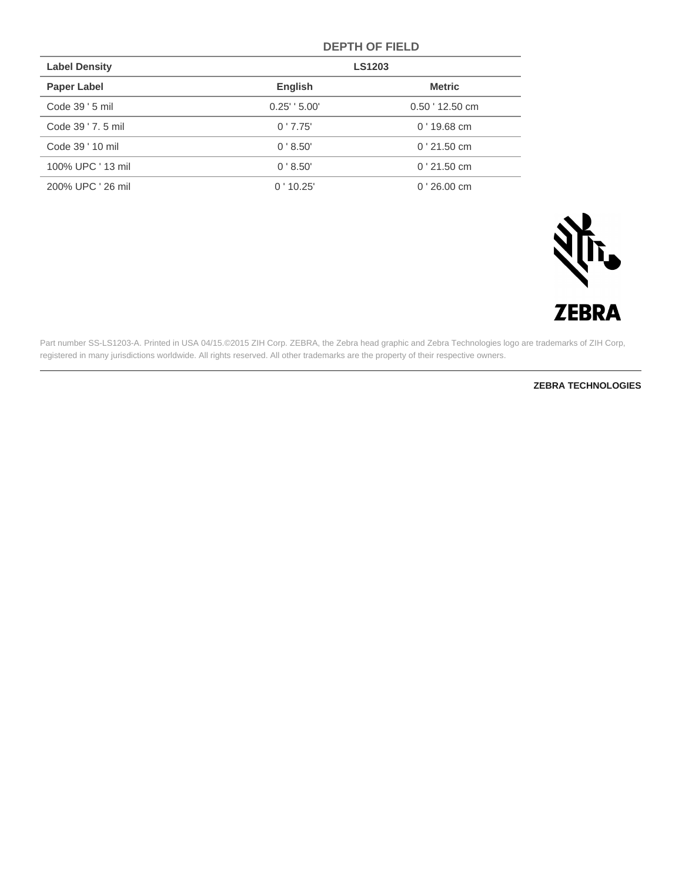## DEPTH OF FIELD

| Label Density | LS1203 | |
|---|---|---|
| **Paper Label** | **English** | **Metric** |
| Code 39 ' 5 mil | 0.25' ' 5.00' | 0.50 ' 12.50 cm |
| Code 39 ' 7. 5 mil | 0 ' 7.75' | 0 ' 19.68 cm |
| Code 39 ' 10 mil | 0 ' 8.50' | 0 ' 21.50 cm |
| 100% UPC ' 13 mil | 0 ' 8.50' | 0 ' 21.50 cm |
| 200% UPC ' 26 mil | 0 ' 10.25' | 0 ' 26.00 cm |

ZEBRA

Part number SS-LS1203-A. Printed in USA 04/15.©2015 ZIH Corp. ZEBRA, the Zebra head graphic and Zebra Technologies logo are trademarks of ZIH Corp, registered in many jurisdictions worldwide. All rights reserved. All other trademarks are the property of their respective owners.

**ZEBRA TECHNOLOGIES**